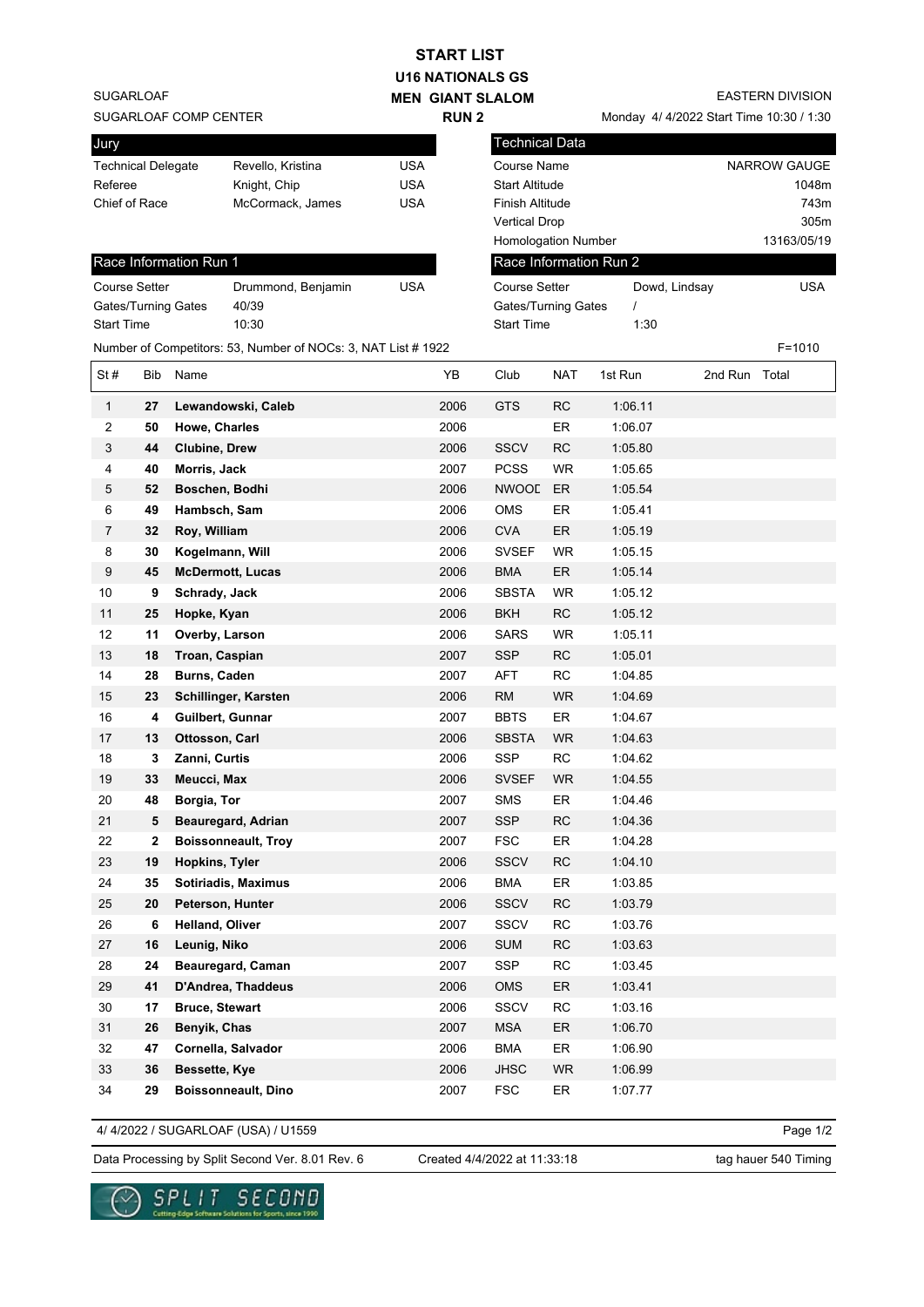# START LIST

## U16 NATIONALS GS

## MEN GIANT SLALOM

## RUN 2

SUGARLOAF
SUGARLOAF COMP CENTER

EASTERN DIVISION
Monday 4/ 4/2022 Start Time 10:30 / 1:30

| Jury | | |
|---|---|---|
| Technical Delegate | Revello, Kristina | USA |
| Referee | Knight, Chip | USA |
| Chief of Race | McCormack, James | USA |

| Technical Data | |
|---|---|
| Course Name | NARROW GAUGE |
| Start Altitude | 1048m |
| Finish Altitude | 743m |
| Vertical Drop | 305m |
| Homologation Number | 13163/05/19 |

| Race Information Run 1 | | |
|---|---|---|
| Course Setter | Drummond, Benjamin | USA |
| Gates/Turning Gates | 40/39 | |
| Start Time | 10:30 | |

| Race Information Run 2 | | |
|---|---|---|
| Course Setter | Dowd, Lindsay | USA |
| Gates/Turning Gates | / | |
| Start Time | 1:30 | |

Number of Competitors: 53, Number of NOCs: 3, NAT List # 1922

F=1010

| St # | Bib | Name | YB | Club | NAT | 1st Run | 2nd Run | Total |
|---|---|---|---|---|---|---|---|---|
| 1 | **27** | **Lewandowski, Caleb** | 2006 | GTS | RC | 1:06.11 | | |
| 2 | **50** | **Howe, Charles** | 2006 | | ER | 1:06.07 | | |
| 3 | **44** | **Clubine, Drew** | 2006 | SSCV | RC | 1:05.80 | | |
| 4 | **40** | **Morris, Jack** | 2007 | PCSS | WR | 1:05.65 | | |
| 5 | **52** | **Boschen, Bodhi** | 2006 | NWOOD | ER | 1:05.54 | | |
| 6 | **49** | **Hambsch, Sam** | 2006 | OMS | ER | 1:05.41 | | |
| 7 | **32** | **Roy, William** | 2006 | CVA | ER | 1:05.19 | | |
| 8 | **30** | **Kogelmann, Will** | 2006 | SVSEF | WR | 1:05.15 | | |
| 9 | **45** | **McDermott, Lucas** | 2006 | BMA | ER | 1:05.14 | | |
| 10 | **9** | **Schrady, Jack** | 2006 | SBSTA | WR | 1:05.12 | | |
| 11 | **25** | **Hopke, Kyan** | 2006 | BKH | RC | 1:05.12 | | |
| 12 | **11** | **Overby, Larson** | 2006 | SARS | WR | 1:05.11 | | |
| 13 | **18** | **Troan, Caspian** | 2007 | SSP | RC | 1:05.01 | | |
| 14 | **28** | **Burns, Caden** | 2007 | AFT | RC | 1:04.85 | | |
| 15 | **23** | **Schillinger, Karsten** | 2006 | RM | WR | 1:04.69 | | |
| 16 | **4** | **Guilbert, Gunnar** | 2007 | BBTS | ER | 1:04.67 | | |
| 17 | **13** | **Ottosson, Carl** | 2006 | SBSTA | WR | 1:04.63 | | |
| 18 | **3** | **Zanni, Curtis** | 2006 | SSP | RC | 1:04.62 | | |
| 19 | **33** | **Meucci, Max** | 2006 | SVSEF | WR | 1:04.55 | | |
| 20 | **48** | **Borgia, Tor** | 2007 | SMS | ER | 1:04.46 | | |
| 21 | **5** | **Beauregard, Adrian** | 2007 | SSP | RC | 1:04.36 | | |
| 22 | **2** | **Boissonneault, Troy** | 2007 | FSC | ER | 1:04.28 | | |
| 23 | **19** | **Hopkins, Tyler** | 2006 | SSCV | RC | 1:04.10 | | |
| 24 | **35** | **Sotiriadis, Maximus** | 2006 | BMA | ER | 1:03.85 | | |
| 25 | **20** | **Peterson, Hunter** | 2006 | SSCV | RC | 1:03.79 | | |
| 26 | **6** | **Helland, Oliver** | 2007 | SSCV | RC | 1:03.76 | | |
| 27 | **16** | **Leunig, Niko** | 2006 | SUM | RC | 1:03.63 | | |
| 28 | **24** | **Beauregard, Caman** | 2007 | SSP | RC | 1:03.45 | | |
| 29 | **41** | **D'Andrea, Thaddeus** | 2006 | OMS | ER | 1:03.41 | | |
| 30 | **17** | **Bruce, Stewart** | 2006 | SSCV | RC | 1:03.16 | | |
| 31 | **26** | **Benyik, Chas** | 2007 | MSA | ER | 1:06.70 | | |
| 32 | **47** | **Cornella, Salvador** | 2006 | BMA | ER | 1:06.90 | | |
| 33 | **36** | **Bessette, Kye** | 2006 | JHSC | WR | 1:06.99 | | |
| 34 | **29** | **Boissonneault, Dino** | 2007 | FSC | ER | 1:07.77 | | |

4/ 4/2022 / SUGARLOAF (USA) / U1559

Data Processing by Split Second Ver. 8.01 Rev. 6 | Created 4/4/2022 at 11:33:18 | tag hauer 540 Timing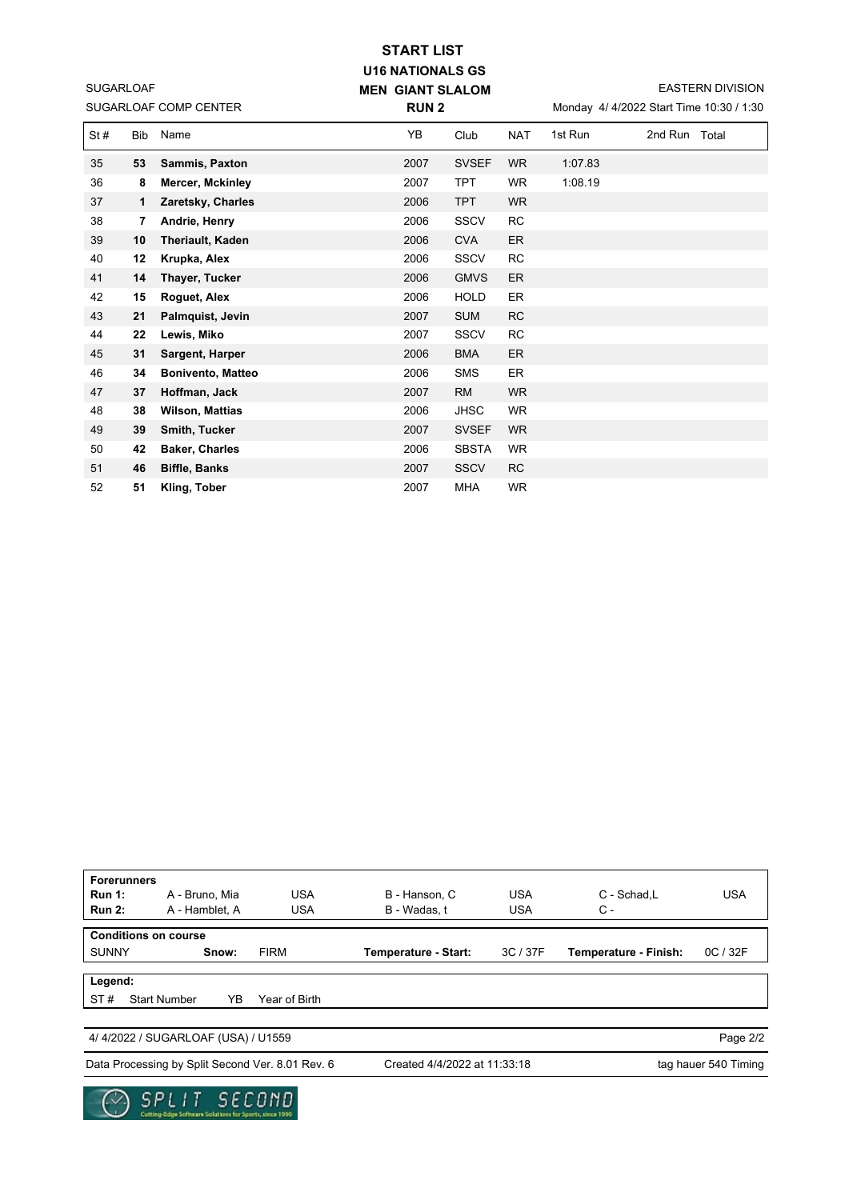# START LIST

## U16 NATIONALS GS

## MEN GIANT SLALOM

## RUN 2

SUGARLOAF
SUGARLOAF COMP CENTER

EASTERN DIVISION
Monday 4/ 4/2022 Start Time 10:30 / 1:30

| St # | Bib | Name | YB | Club | NAT | 1st Run | 2nd Run | Total |
|---|---|---|---|---|---|---|---|---|
| 35 | **53** | **Sammis, Paxton** | 2007 | SVSEF | WR | 1:07.83 | | |
| 36 | **8** | **Mercer, Mckinley** | 2007 | TPT | WR | 1:08.19 | | |
| 37 | **1** | **Zaretsky, Charles** | 2006 | TPT | WR | | | |
| 38 | **7** | **Andrie, Henry** | 2006 | SSCV | RC | | | |
| 39 | **10** | **Theriault, Kaden** | 2006 | CVA | ER | | | |
| 40 | **12** | **Krupka, Alex** | 2006 | SSCV | RC | | | |
| 41 | **14** | **Thayer, Tucker** | 2006 | GMVS | ER | | | |
| 42 | **15** | **Roguet, Alex** | 2006 | HOLD | ER | | | |
| 43 | **21** | **Palmquist, Jevin** | 2007 | SUM | RC | | | |
| 44 | **22** | **Lewis, Miko** | 2007 | SSCV | RC | | | |
| 45 | **31** | **Sargent, Harper** | 2006 | BMA | ER | | | |
| 46 | **34** | **Bonivento, Matteo** | 2006 | SMS | ER | | | |
| 47 | **37** | **Hoffman, Jack** | 2007 | RM | WR | | | |
| 48 | **38** | **Wilson, Mattias** | 2006 | JHSC | WR | | | |
| 49 | **39** | **Smith, Tucker** | 2007 | SVSEF | WR | | | |
| 50 | **42** | **Baker, Charles** | 2006 | SBSTA | WR | | | |
| 51 | **46** | **Biffle, Banks** | 2007 | SSCV | RC | | | |
| 52 | **51** | **Kling, Tober** | 2007 | MHA | WR | | | |

**Forerunners**

| | | | | | | |
|---|---|---|---|---|---|---|
| **Run 1:** | A - Bruno, Mia | USA | B - Hanson, C | USA | C - Schad,L | USA |
| **Run 2:** | A - Hamblet, A | USA | B - Wadas, t | USA | C - | |

**Conditions on course**

| | | | | | |
|---|---|---|---|---|---|
| SUNNY | **Snow:** FIRM | **Temperature - Start:** | 3C / 37F | **Temperature - Finish:** | 0C / 32F |

**Legend:**
ST # Start Number YB Year of Birth

4/ 4/2022 / SUGARLOAF (USA) / U1559

Data Processing by Split Second Ver. 8.01 Rev. 6 | Created 4/4/2022 at 11:33:18 | tag hauer 540 Timing